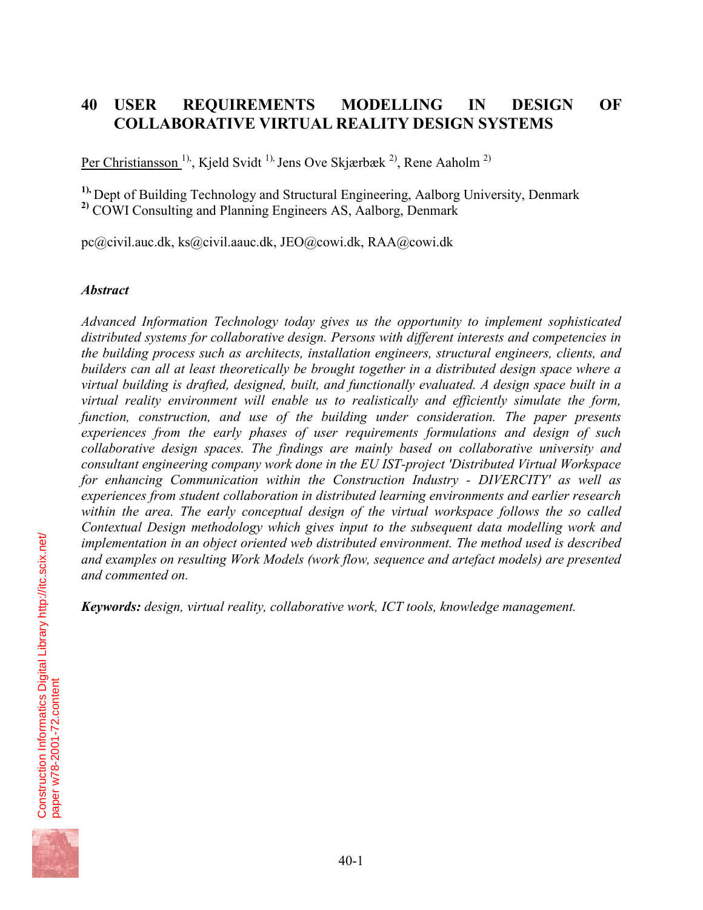# 40 USER REQUIREMENTS MODELLING IN DESIGN OF COLLABORATIVE VIRTUAL REALITY DESIGN SYSTEMS

Per Christiansson [1)], Kjeld Svidt [1)], Jens Ove Skjærbæk [2)], Rene Aaholm [2)]

[1)] Dept of Building Technology and Structural Engineering, Aalborg University, Denmark
[2)] COWI Consulting and Planning Engineers AS, Aalborg, Denmark

pc@civil.auc.dk, ks@civil.aauc.dk, JEO@cowi.dk, RAA@cowi.dk

### *Abstract*

*Advanced Information Technology today gives us the opportunity to implement sophisticated distributed systems for collaborative design. Persons with different interests and competencies in the building process such as architects, installation engineers, structural engineers, clients, and builders can all at least theoretically be brought together in a distributed design space where a virtual building is drafted, designed, built, and functionally evaluated. A design space built in a virtual reality environment will enable us to realistically and efficiently simulate the form, function, construction, and use of the building under consideration. The paper presents experiences from the early phases of user requirements formulations and design of such collaborative design spaces. The findings are mainly based on collaborative university and consultant engineering company work done in the EU IST-project 'Distributed Virtual Workspace for enhancing Communication within the Construction Industry - DIVERCITY' as well as experiences from student collaboration in distributed learning environments and earlier research within the area. The early conceptual design of the virtual workspace follows the so called Contextual Design methodology which gives input to the subsequent data modelling work and implementation in an object oriented web distributed environment. The method used is described and examples on resulting Work Models (work flow, sequence and artefact models) are presented and commented on.*

***Keywords:*** *design, virtual reality, collaborative work, ICT tools, knowledge management.*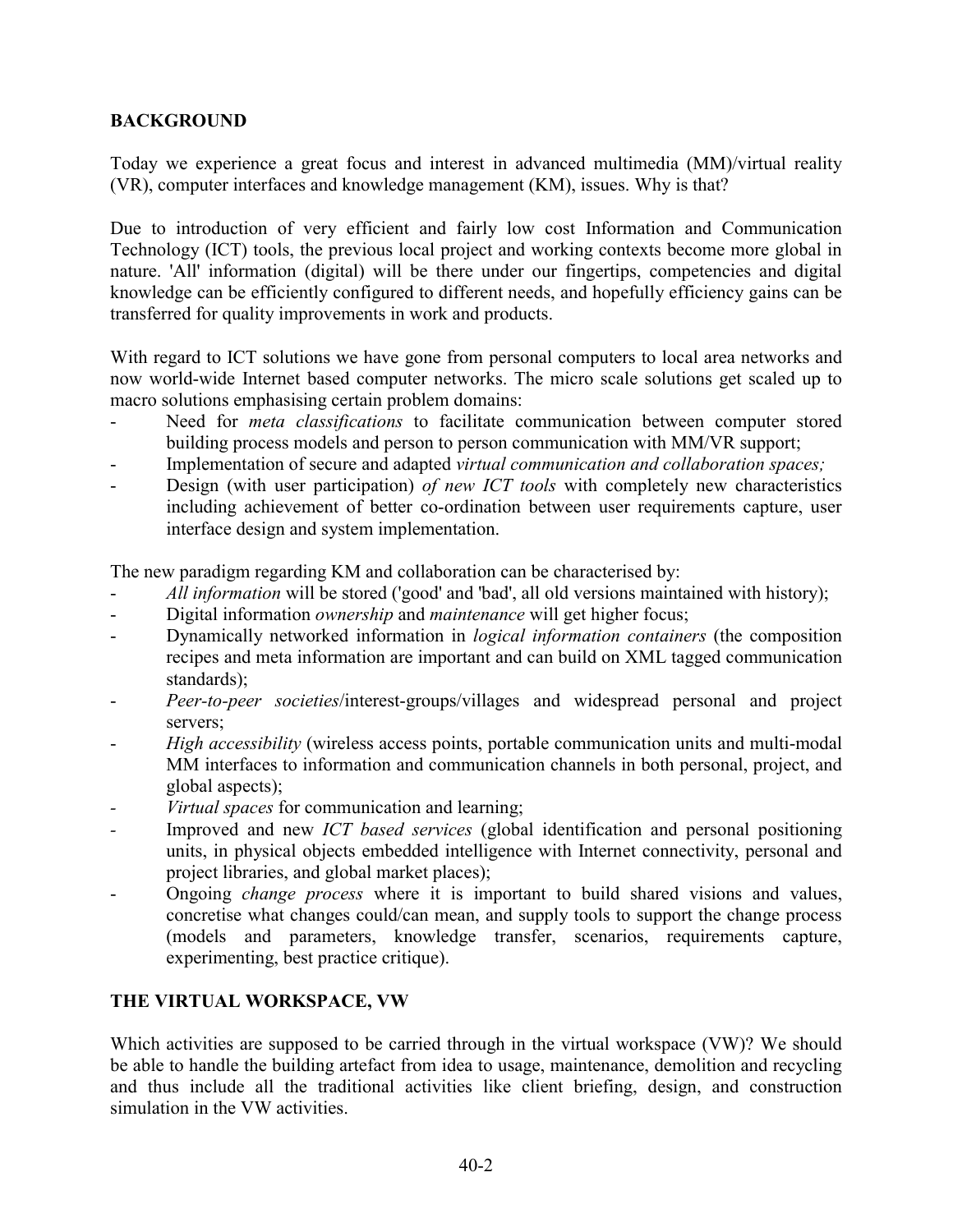## BACKGROUND

Today we experience a great focus and interest in advanced multimedia (MM)/virtual reality (VR), computer interfaces and knowledge management (KM), issues. Why is that?

Due to introduction of very efficient and fairly low cost Information and Communication Technology (ICT) tools, the previous local project and working contexts become more global in nature. 'All' information (digital) will be there under our fingertips, competencies and digital knowledge can be efficiently configured to different needs, and hopefully efficiency gains can be transferred for quality improvements in work and products.

With regard to ICT solutions we have gone from personal computers to local area networks and now world-wide Internet based computer networks. The micro scale solutions get scaled up to macro solutions emphasising certain problem domains:

- Need for *meta classifications* to facilitate communication between computer stored building process models and person to person communication with MM/VR support;
- Implementation of secure and adapted *virtual communication and collaboration spaces;*
- Design (with user participation) *of new ICT tools* with completely new characteristics including achievement of better co-ordination between user requirements capture, user interface design and system implementation.

The new paradigm regarding KM and collaboration can be characterised by:

- *All information* will be stored ('good' and 'bad', all old versions maintained with history);
- Digital information *ownership* and *maintenance* will get higher focus;
- Dynamically networked information in *logical information containers* (the composition recipes and meta information are important and can build on XML tagged communication standards);
- *Peer-to-peer societies*/interest-groups/villages and widespread personal and project servers;
- *High accessibility* (wireless access points, portable communication units and multi-modal MM interfaces to information and communication channels in both personal, project, and global aspects);
- *Virtual spaces* for communication and learning;
- Improved and new *ICT based services* (global identification and personal positioning units, in physical objects embedded intelligence with Internet connectivity, personal and project libraries, and global market places);
- Ongoing *change process* where it is important to build shared visions and values, concretise what changes could/can mean, and supply tools to support the change process (models and parameters, knowledge transfer, scenarios, requirements capture, experimenting, best practice critique).

## THE VIRTUAL WORKSPACE, VW

Which activities are supposed to be carried through in the virtual workspace (VW)? We should be able to handle the building artefact from idea to usage, maintenance, demolition and recycling and thus include all the traditional activities like client briefing, design, and construction simulation in the VW activities.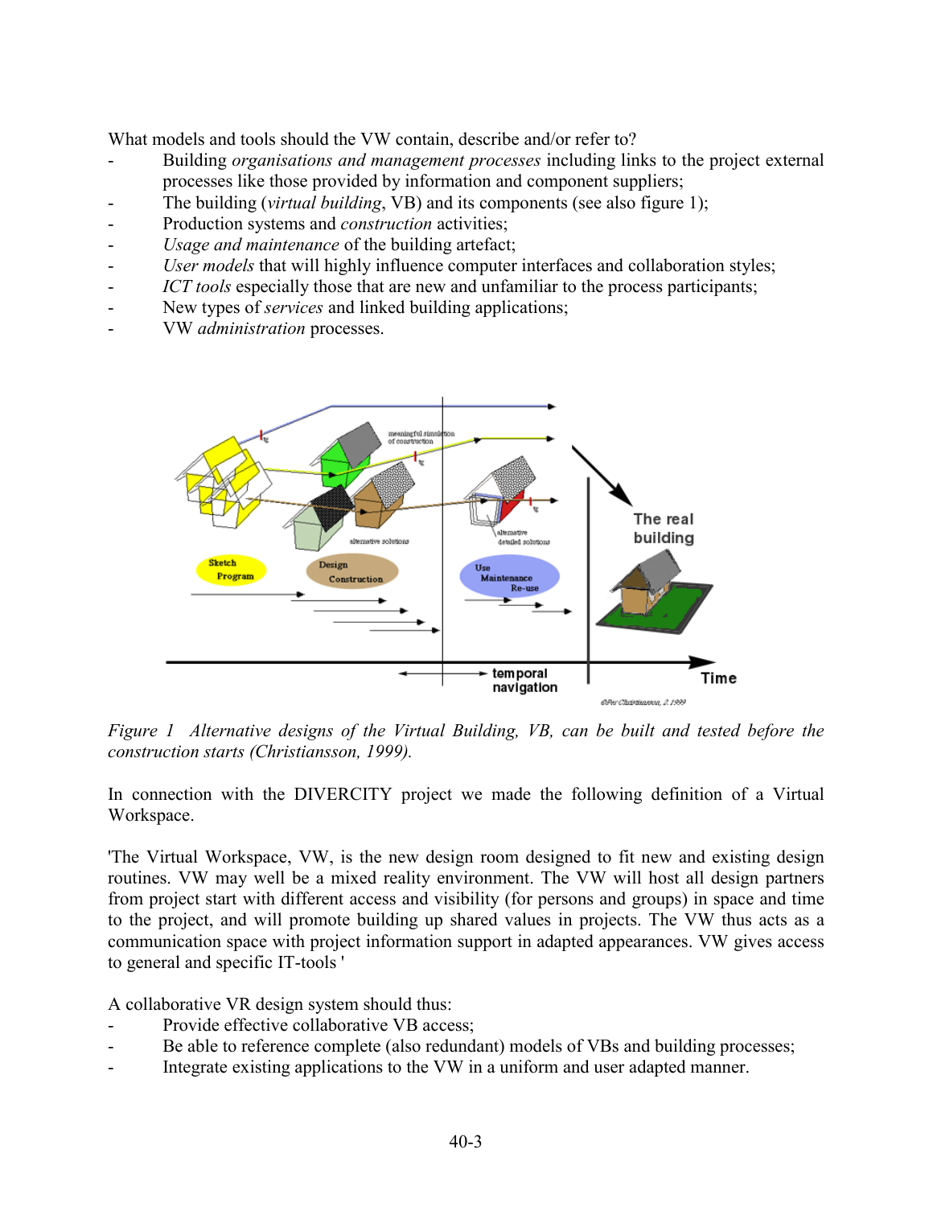What models and tools should the VW contain, describe and/or refer to?

- Building *organisations and management processes* including links to the project external processes like those provided by information and component suppliers;
- The building (*virtual building*, VB) and its components (see also figure 1);
- Production systems and *construction* activities;
- *Usage and maintenance* of the building artefact;
- *User models* that will highly influence computer interfaces and collaboration styles;
- *ICT tools* especially those that are new and unfamiliar to the process participants;
- New types of *services* and linked building applications;
- VW *administration* processes.

*Figure 1 Alternative designs of the Virtual Building, VB, can be built and tested before the construction starts (Christiansson, 1999).*

In connection with the DIVERCITY project we made the following definition of a Virtual Workspace.

'The Virtual Workspace, VW, is the new design room designed to fit new and existing design routines. VW may well be a mixed reality environment. The VW will host all design partners from project start with different access and visibility (for persons and groups) in space and time to the project, and will promote building up shared values in projects. The VW thus acts as a communication space with project information support in adapted appearances. VW gives access to general and specific IT-tools '

A collaborative VR design system should thus:

- Provide effective collaborative VB access;
- Be able to reference complete (also redundant) models of VBs and building processes;
- Integrate existing applications to the VW in a uniform and user adapted manner.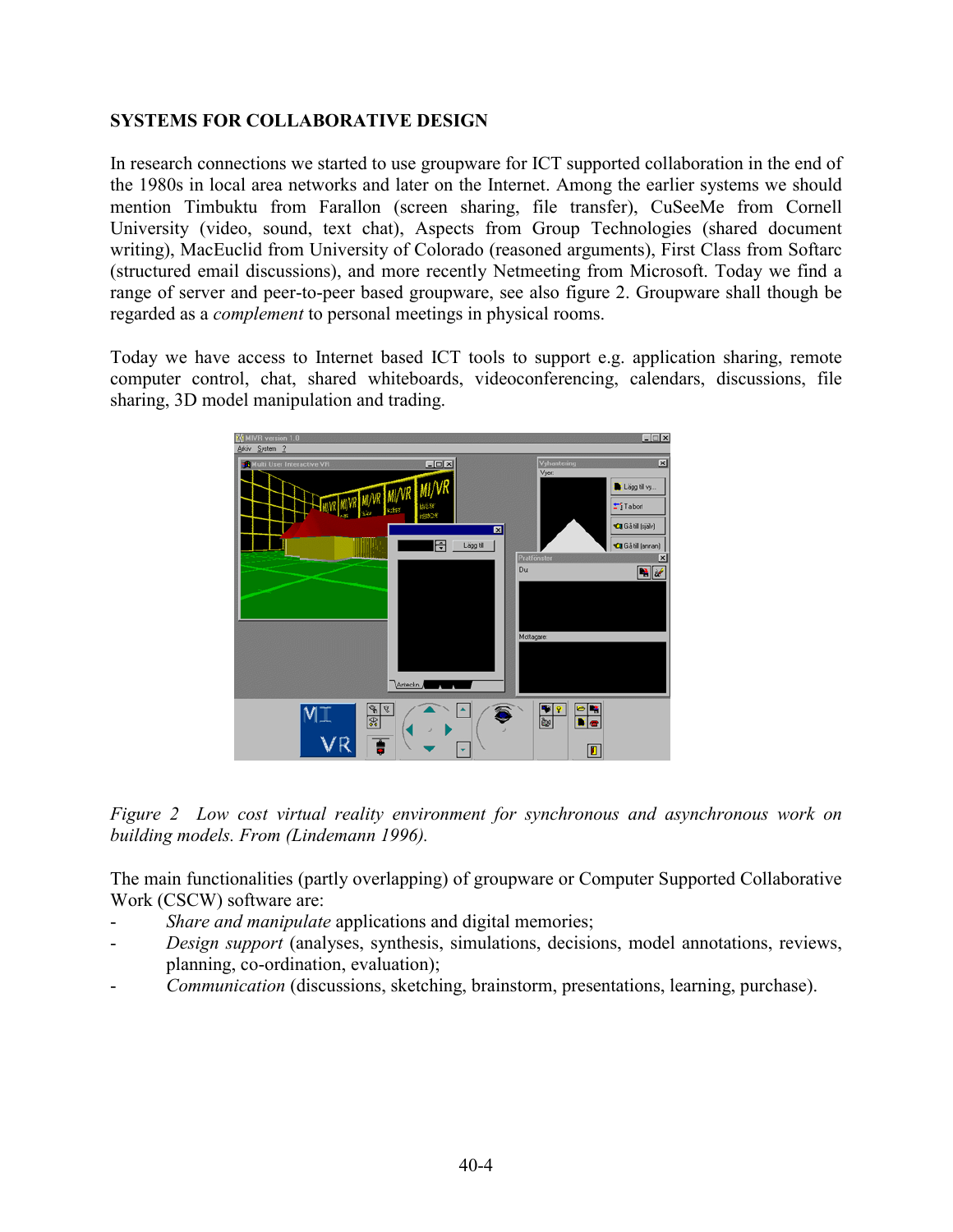## SYSTEMS FOR COLLABORATIVE DESIGN

In research connections we started to use groupware for ICT supported collaboration in the end of the 1980s in local area networks and later on the Internet. Among the earlier systems we should mention Timbuktu from Farallon (screen sharing, file transfer), CuSeeMe from Cornell University (video, sound, text chat), Aspects from Group Technologies (shared document writing), MacEuclid from University of Colorado (reasoned arguments), First Class from Softarc (structured email discussions), and more recently Netmeeting from Microsoft. Today we find a range of server and peer-to-peer based groupware, see also figure 2. Groupware shall though be regarded as a *complement* to personal meetings in physical rooms.

Today we have access to Internet based ICT tools to support e.g. application sharing, remote computer control, chat, shared whiteboards, videoconferencing, calendars, discussions, file sharing, 3D model manipulation and trading.

*Figure 2 Low cost virtual reality environment for synchronous and asynchronous work on building models. From (Lindemann 1996).*

The main functionalities (partly overlapping) of groupware or Computer Supported Collaborative Work (CSCW) software are:

- *Share and manipulate* applications and digital memories;
- *Design support* (analyses, synthesis, simulations, decisions, model annotations, reviews, planning, co-ordination, evaluation);
- *Communication* (discussions, sketching, brainstorm, presentations, learning, purchase).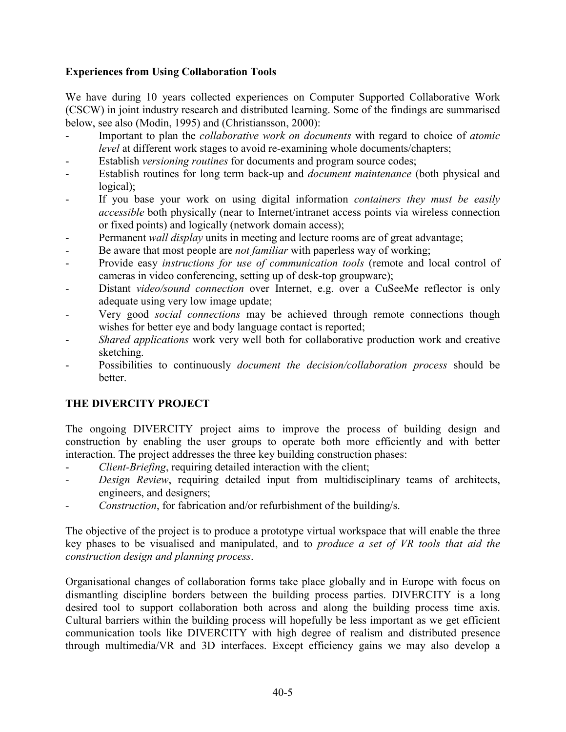### Experiences from Using Collaboration Tools

We have during 10 years collected experiences on Computer Supported Collaborative Work (CSCW) in joint industry research and distributed learning. Some of the findings are summarised below, see also (Modin, 1995) and (Christiansson, 2000):

- Important to plan the *collaborative work on documents* with regard to choice of *atomic level* at different work stages to avoid re-examining whole documents/chapters;
- Establish *versioning routines* for documents and program source codes;
- Establish routines for long term back-up and *document maintenance* (both physical and logical);
- If you base your work on using digital information *containers they must be easily accessible* both physically (near to Internet/intranet access points via wireless connection or fixed points) and logically (network domain access);
- Permanent *wall display* units in meeting and lecture rooms are of great advantage;
- Be aware that most people are *not familiar* with paperless way of working;
- Provide easy *instructions for use of communication tools* (remote and local control of cameras in video conferencing, setting up of desk-top groupware);
- Distant *video/sound connection* over Internet, e.g. over a CuSeeMe reflector is only adequate using very low image update;
- Very good *social connections* may be achieved through remote connections though wishes for better eye and body language contact is reported;
- *Shared applications* work very well both for collaborative production work and creative sketching.
- Possibilities to continuously *document the decision/collaboration process* should be better.

## THE DIVERCITY PROJECT

The ongoing DIVERCITY project aims to improve the process of building design and construction by enabling the user groups to operate both more efficiently and with better interaction. The project addresses the three key building construction phases:

- *Client-Briefing*, requiring detailed interaction with the client;
- *Design Review*, requiring detailed input from multidisciplinary teams of architects, engineers, and designers;
- *Construction*, for fabrication and/or refurbishment of the building/s.

The objective of the project is to produce a prototype virtual workspace that will enable the three key phases to be visualised and manipulated, and to *produce a set of VR tools that aid the construction design and planning process*.

Organisational changes of collaboration forms take place globally and in Europe with focus on dismantling discipline borders between the building process parties. DIVERCITY is a long desired tool to support collaboration both across and along the building process time axis. Cultural barriers within the building process will hopefully be less important as we get efficient communication tools like DIVERCITY with high degree of realism and distributed presence through multimedia/VR and 3D interfaces. Except efficiency gains we may also develop a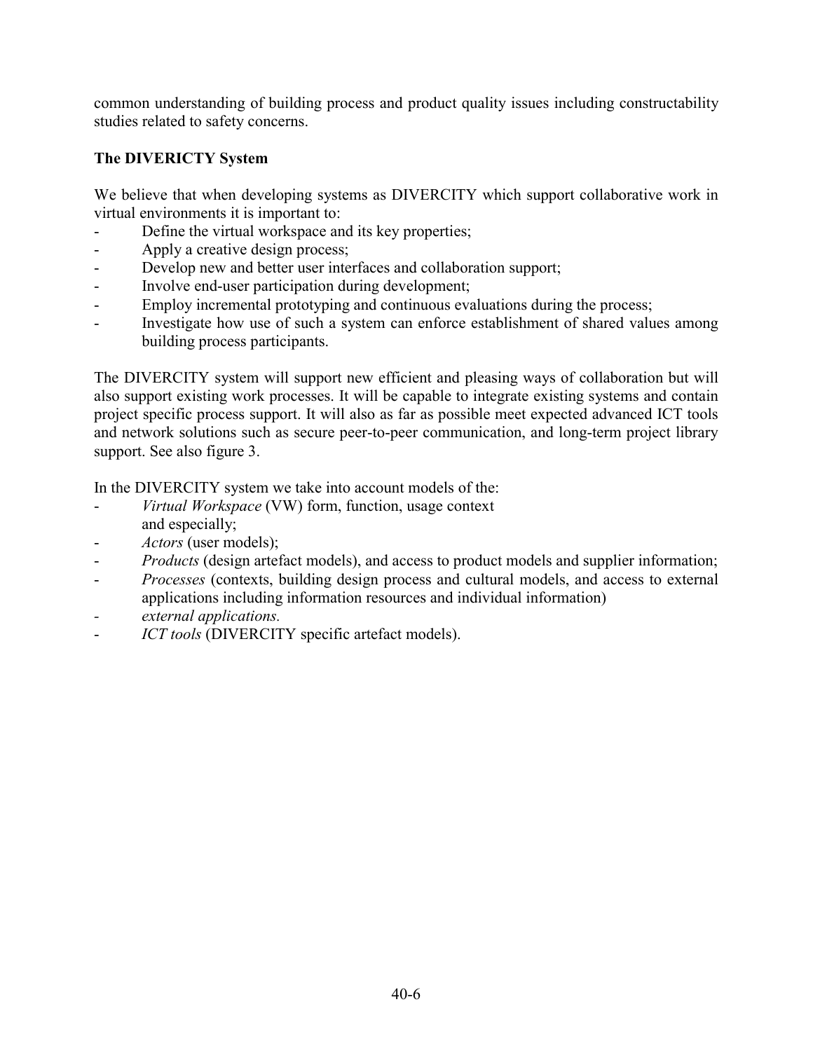common understanding of building process and product quality issues including constructability studies related to safety concerns.

## The DIVERICTY System

We believe that when developing systems as DIVERCITY which support collaborative work in virtual environments it is important to:

- Define the virtual workspace and its key properties;
- Apply a creative design process;
- Develop new and better user interfaces and collaboration support;
- Involve end-user participation during development;
- Employ incremental prototyping and continuous evaluations during the process;
- Investigate how use of such a system can enforce establishment of shared values among building process participants.

The DIVERCITY system will support new efficient and pleasing ways of collaboration but will also support existing work processes. It will be capable to integrate existing systems and contain project specific process support. It will also as far as possible meet expected advanced ICT tools and network solutions such as secure peer-to-peer communication, and long-term project library support. See also figure 3.

In the DIVERCITY system we take into account models of the:

- *Virtual Workspace* (VW) form, function, usage context and especially;
- *Actors* (user models);
- *Products* (design artefact models), and access to product models and supplier information;
- *Processes* (contexts, building design process and cultural models, and access to external applications including information resources and individual information)
- *external applications.*
- *ICT tools* (DIVERCITY specific artefact models).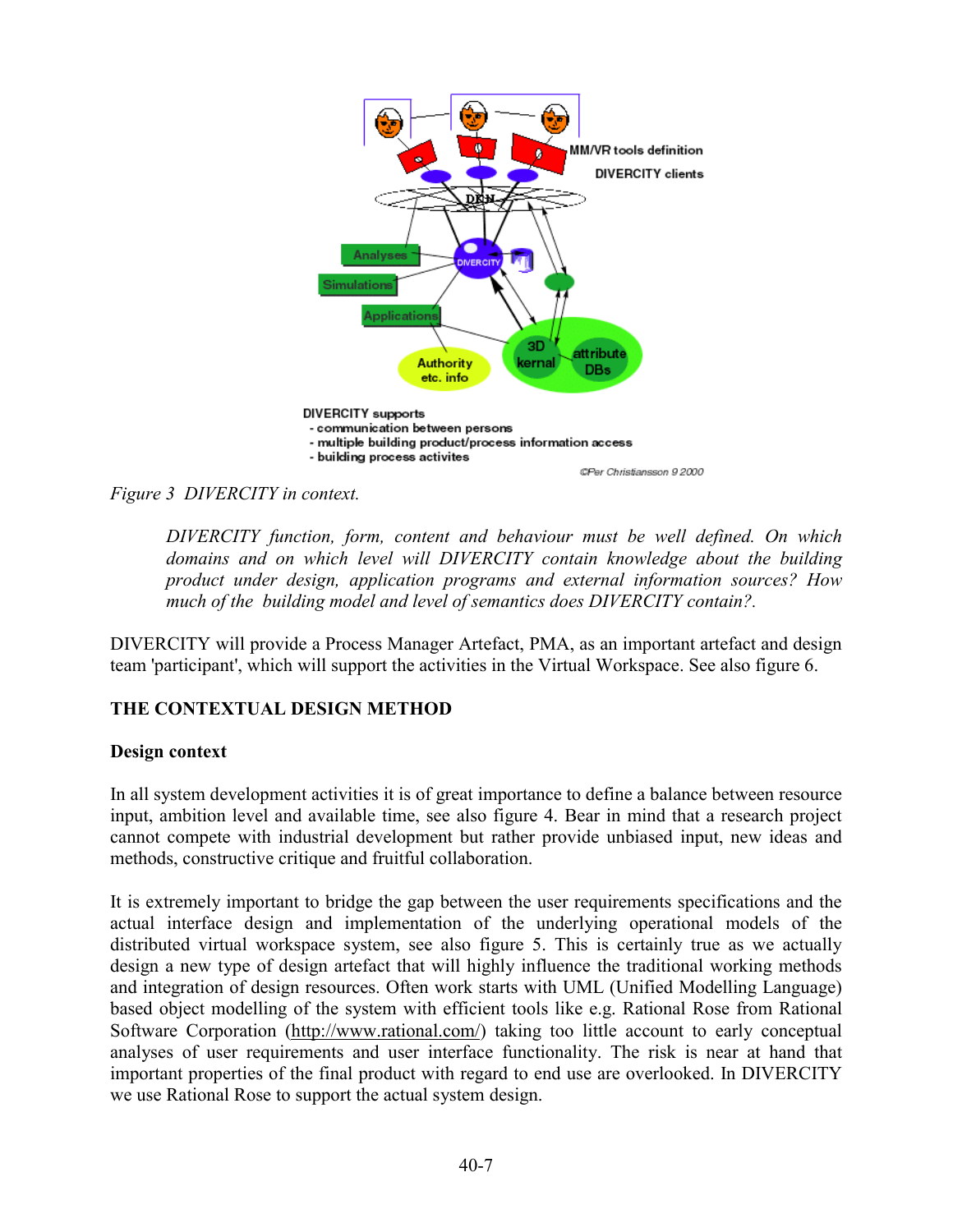*Figure 3 DIVERCITY in context.*

> *DIVERCITY function, form, content and behaviour must be well defined. On which domains and on which level will DIVERCITY contain knowledge about the building product under design, application programs and external information sources? How much of the building model and level of semantics does DIVERCITY contain?.*

DIVERCITY will provide a Process Manager Artefact, PMA, as an important artefact and design team 'participant', which will support the activities in the Virtual Workspace. See also figure 6.

## THE CONTEXTUAL DESIGN METHOD

### Design context

In all system development activities it is of great importance to define a balance between resource input, ambition level and available time, see also figure 4. Bear in mind that a research project cannot compete with industrial development but rather provide unbiased input, new ideas and methods, constructive critique and fruitful collaboration.

It is extremely important to bridge the gap between the user requirements specifications and the actual interface design and implementation of the underlying operational models of the distributed virtual workspace system, see also figure 5. This is certainly true as we actually design a new type of design artefact that will highly influence the traditional working methods and integration of design resources. Often work starts with UML (Unified Modelling Language) based object modelling of the system with efficient tools like e.g. Rational Rose from Rational Software Corporation (http://www.rational.com/) taking too little account to early conceptual analyses of user requirements and user interface functionality. The risk is near at hand that important properties of the final product with regard to end use are overlooked. In DIVERCITY we use Rational Rose to support the actual system design.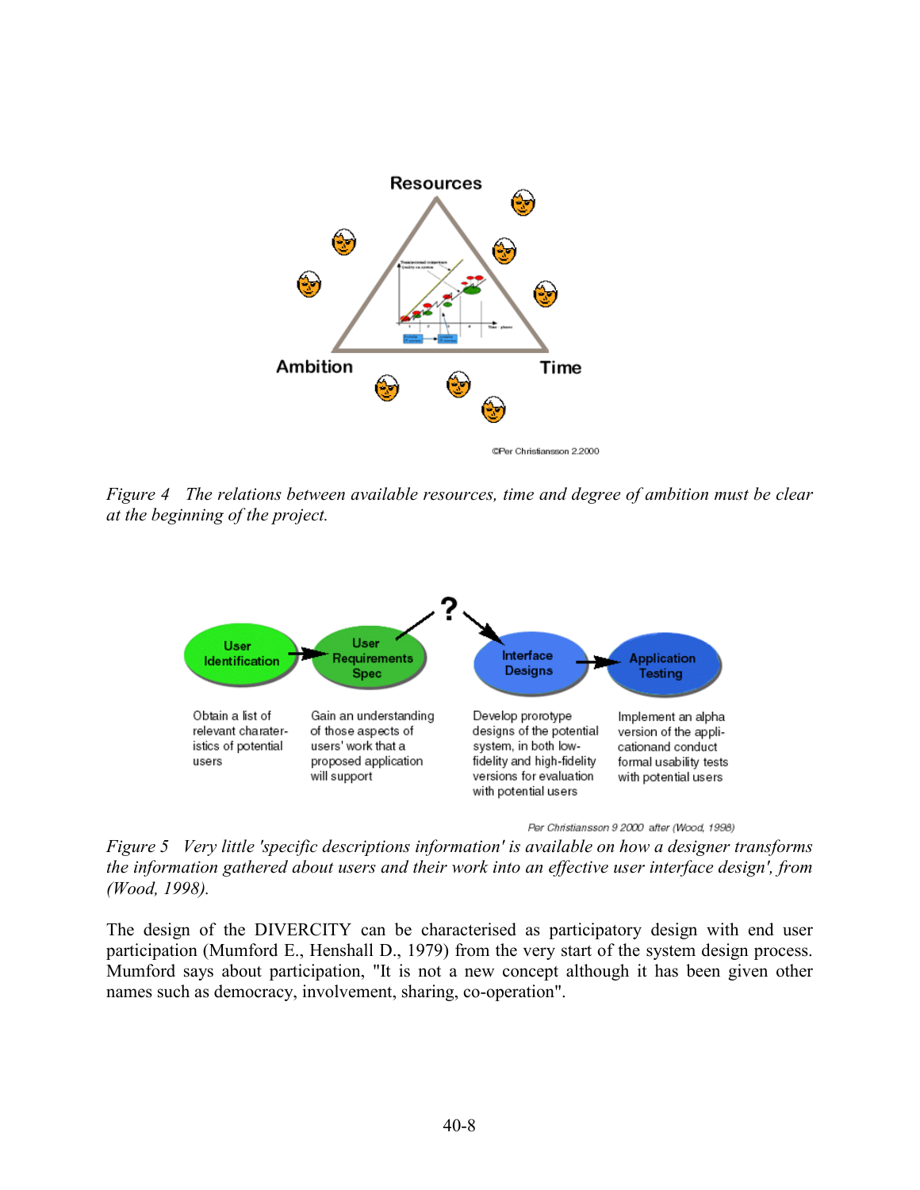*Figure 4 The relations between available resources, time and degree of ambition must be clear at the beginning of the project.*

*Figure 5 Very little 'specific descriptions information' is available on how a designer transforms the information gathered about users and their work into an effective user interface design', from (Wood, 1998).*

The design of the DIVERCITY can be characterised as participatory design with end user participation (Mumford E., Henshall D., 1979) from the very start of the system design process. Mumford says about participation, "It is not a new concept although it has been given other names such as democracy, involvement, sharing, co-operation".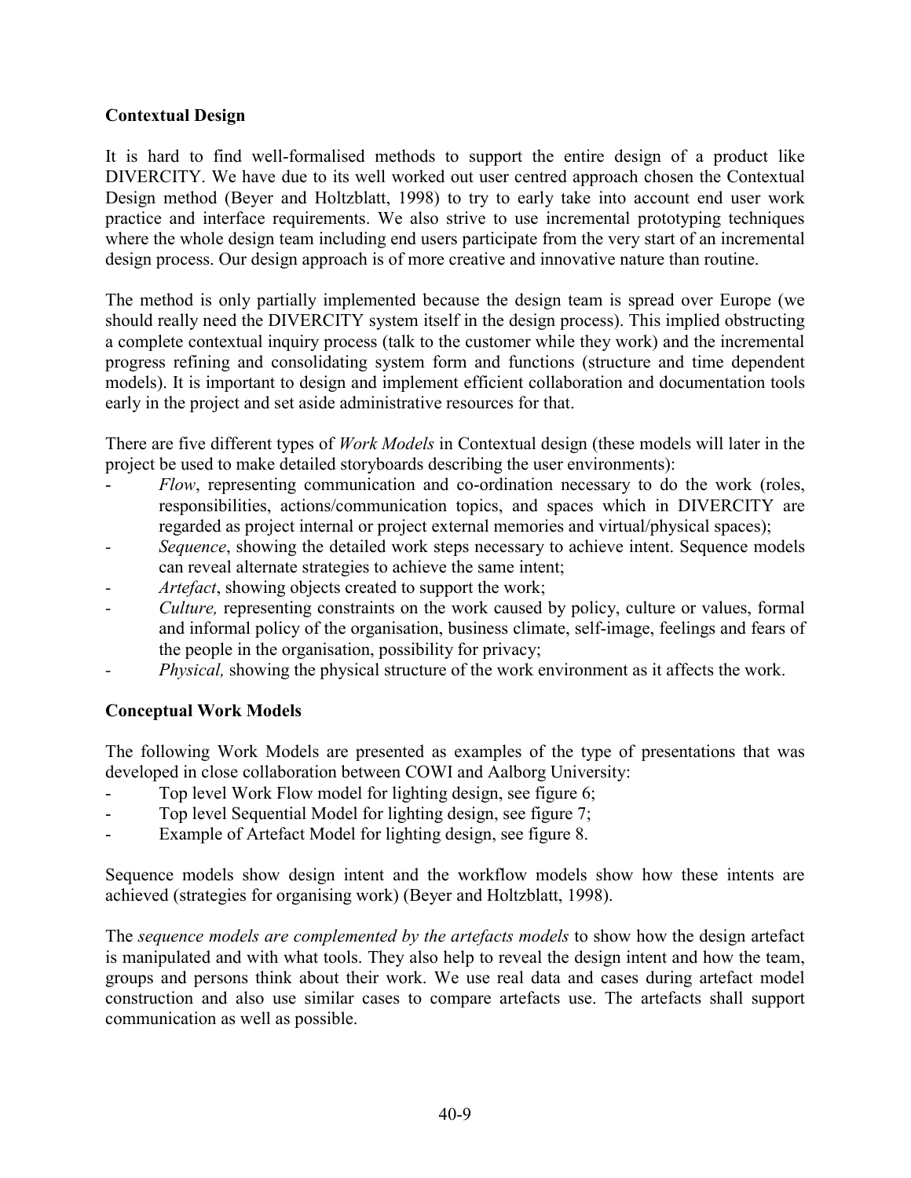## Contextual Design

It is hard to find well-formalised methods to support the entire design of a product like DIVERCITY. We have due to its well worked out user centred approach chosen the Contextual Design method (Beyer and Holtzblatt, 1998) to try to early take into account end user work practice and interface requirements. We also strive to use incremental prototyping techniques where the whole design team including end users participate from the very start of an incremental design process. Our design approach is of more creative and innovative nature than routine.

The method is only partially implemented because the design team is spread over Europe (we should really need the DIVERCITY system itself in the design process). This implied obstructing a complete contextual inquiry process (talk to the customer while they work) and the incremental progress refining and consolidating system form and functions (structure and time dependent models). It is important to design and implement efficient collaboration and documentation tools early in the project and set aside administrative resources for that.

There are five different types of *Work Models* in Contextual design (these models will later in the project be used to make detailed storyboards describing the user environments):

- *Flow*, representing communication and co-ordination necessary to do the work (roles, responsibilities, actions/communication topics, and spaces which in DIVERCITY are regarded as project internal or project external memories and virtual/physical spaces);
- *Sequence*, showing the detailed work steps necessary to achieve intent. Sequence models can reveal alternate strategies to achieve the same intent;
- *Artefact*, showing objects created to support the work;
- *Culture,* representing constraints on the work caused by policy, culture or values, formal and informal policy of the organisation, business climate, self-image, feelings and fears of the people in the organisation, possibility for privacy;
- *Physical,* showing the physical structure of the work environment as it affects the work.

## Conceptual Work Models

The following Work Models are presented as examples of the type of presentations that was developed in close collaboration between COWI and Aalborg University:

- Top level Work Flow model for lighting design, see figure 6;
- Top level Sequential Model for lighting design, see figure 7;
- Example of Artefact Model for lighting design, see figure 8.

Sequence models show design intent and the workflow models show how these intents are achieved (strategies for organising work) (Beyer and Holtzblatt, 1998).

The *sequence models are complemented by the artefacts models* to show how the design artefact is manipulated and with what tools. They also help to reveal the design intent and how the team, groups and persons think about their work. We use real data and cases during artefact model construction and also use similar cases to compare artefacts use. The artefacts shall support communication as well as possible.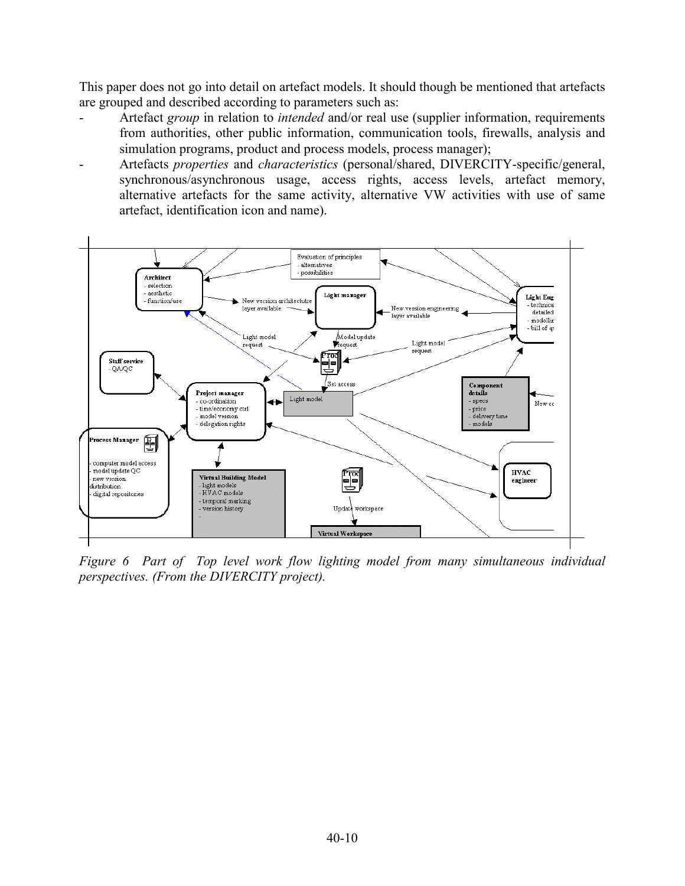This paper does not go into detail on artefact models. It should though be mentioned that artefacts are grouped and described according to parameters such as:

- Artefact *group* in relation to *intended* and/or real use (supplier information, requirements from authorities, other public information, communication tools, firewalls, analysis and simulation programs, product and process models, process manager);
- Artefacts *properties* and *characteristics* (personal/shared, DIVERCITY-specific/general, synchronous/asynchronous usage, access rights, access levels, artefact memory, alternative artefacts for the same activity, alternative VW activities with use of same artefact, identification icon and name).

*Figure 6 Part of Top level work flow lighting model from many simultaneous individual perspectives. (From the DIVERCITY project).*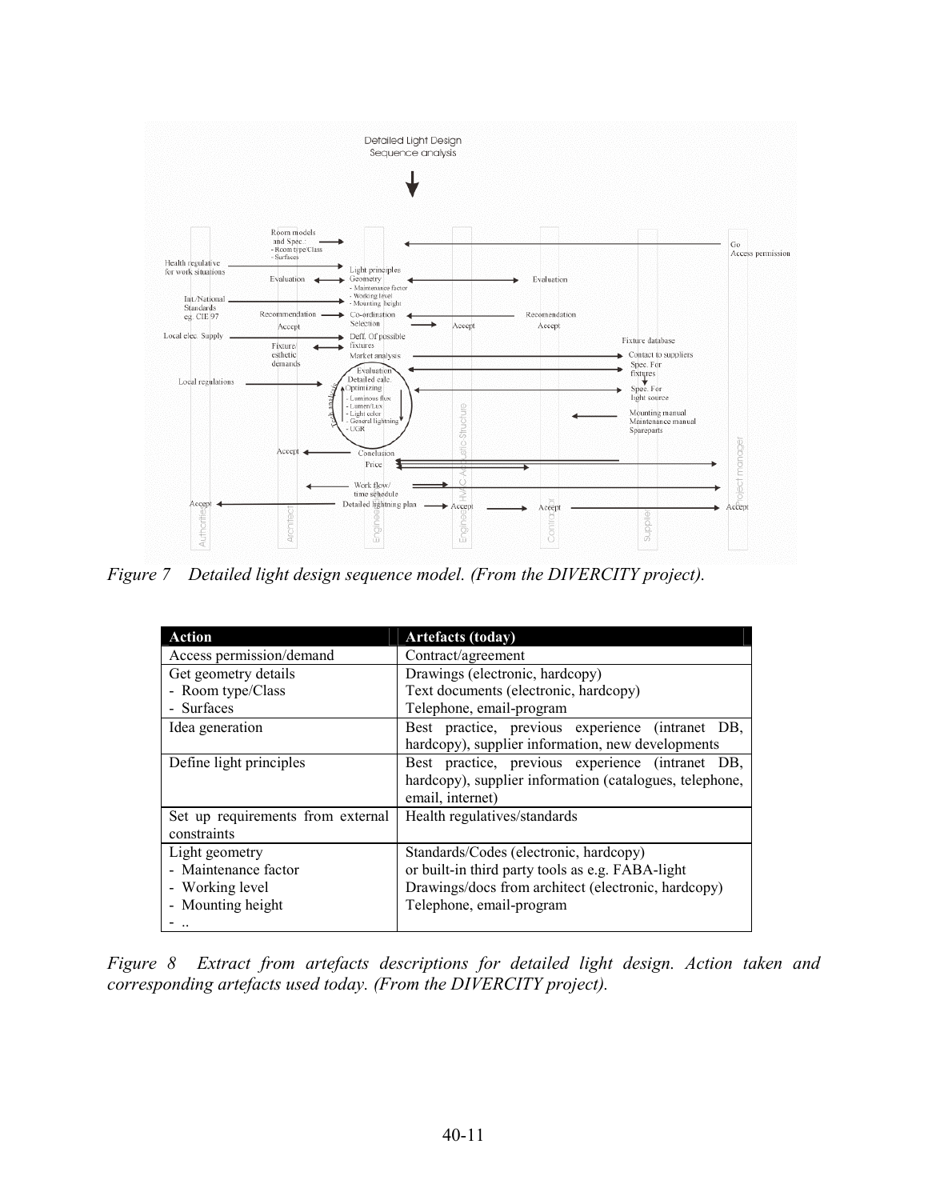*Figure 7 Detailed light design sequence model. (From the DIVERCITY project).*

| Action | Artefacts (today) |
|---|---|
| Access permission/demand | Contract/agreement |
| Get geometry details<br>- Room type/Class<br>- Surfaces | Drawings (electronic, hardcopy)<br>Text documents (electronic, hardcopy)<br>Telephone, email-program |
| Idea generation | Best practice, previous experience (intranet DB, hardcopy), supplier information, new developments |
| Define light principles | Best practice, previous experience (intranet DB, hardcopy), supplier information (catalogues, telephone, email, internet) |
| Set up requirements from external constraints | Health regulatives/standards |
| Light geometry<br>- Maintenance factor<br>- Working level<br>- Mounting height<br>- .. | Standards/Codes (electronic, hardcopy)<br>or built-in third party tools as e.g. FABA-light<br>Drawings/docs from architect (electronic, hardcopy)<br>Telephone, email-program |

*Figure 8 Extract from artefacts descriptions for detailed light design. Action taken and corresponding artefacts used today. (From the DIVERCITY project).*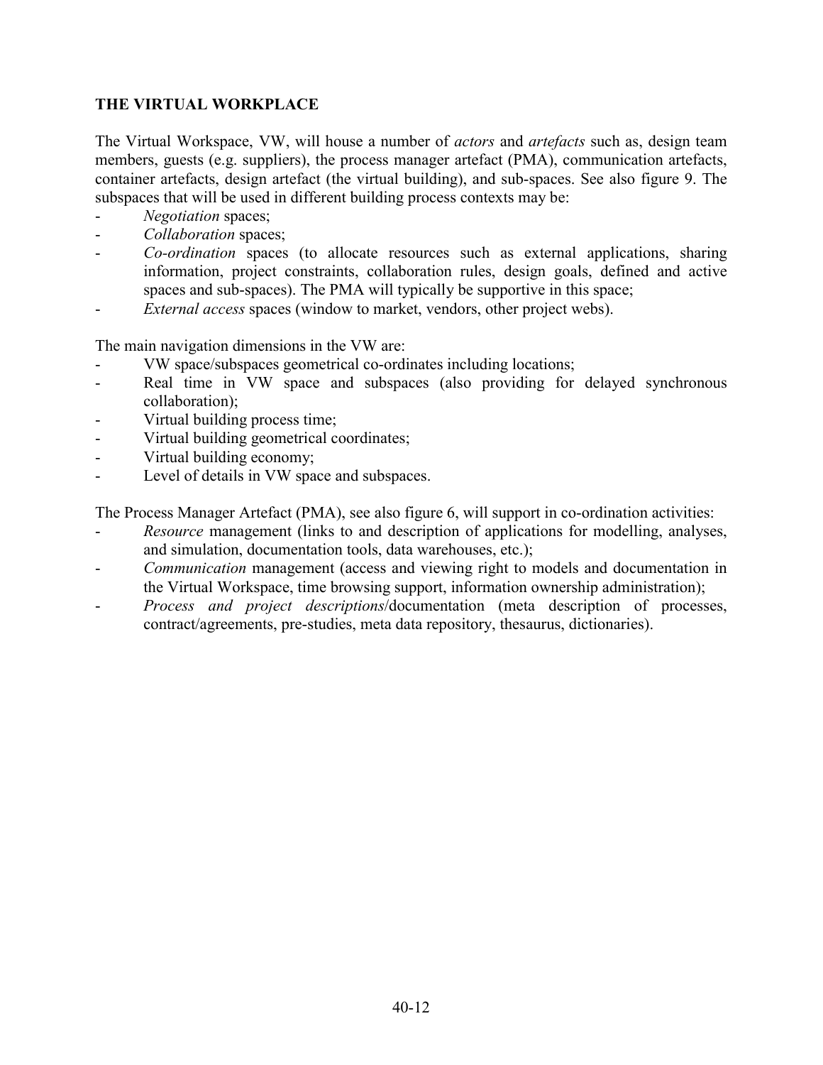## THE VIRTUAL WORKPLACE

The Virtual Workspace, VW, will house a number of *actors* and *artefacts* such as, design team members, guests (e.g. suppliers), the process manager artefact (PMA), communication artefacts, container artefacts, design artefact (the virtual building), and sub-spaces. See also figure 9. The subspaces that will be used in different building process contexts may be:

- *Negotiation* spaces;
- *Collaboration* spaces;
- *Co-ordination* spaces (to allocate resources such as external applications, sharing information, project constraints, collaboration rules, design goals, defined and active spaces and sub-spaces). The PMA will typically be supportive in this space;
- *External access* spaces (window to market, vendors, other project webs).

The main navigation dimensions in the VW are:

- VW space/subspaces geometrical co-ordinates including locations;
- Real time in VW space and subspaces (also providing for delayed synchronous collaboration);
- Virtual building process time;
- Virtual building geometrical coordinates;
- Virtual building economy;
- Level of details in VW space and subspaces.

The Process Manager Artefact (PMA), see also figure 6, will support in co-ordination activities:

- *Resource* management (links to and description of applications for modelling, analyses, and simulation, documentation tools, data warehouses, etc.);
- *Communication* management (access and viewing right to models and documentation in the Virtual Workspace, time browsing support, information ownership administration);
- *Process and project descriptions*/documentation (meta description of processes, contract/agreements, pre-studies, meta data repository, thesaurus, dictionaries).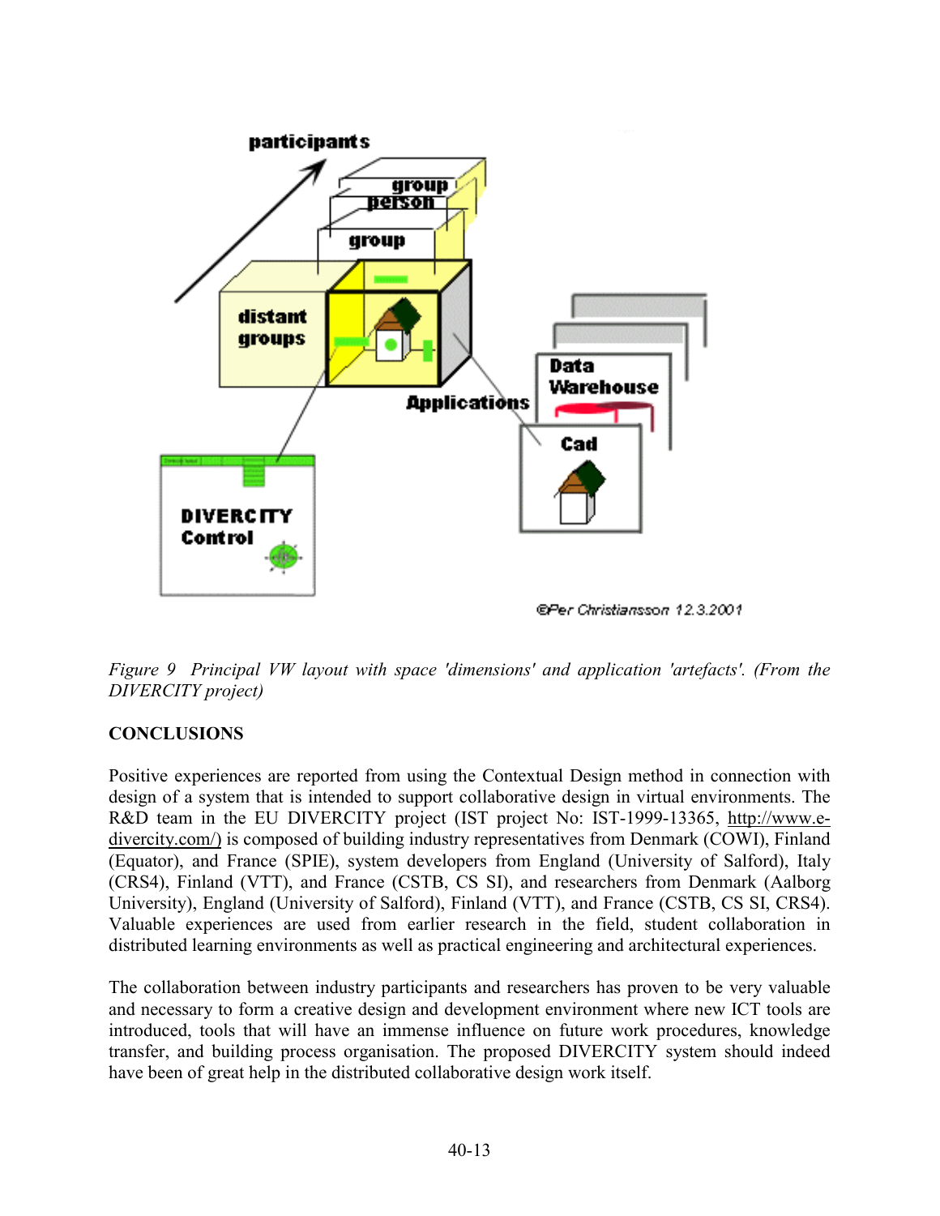*Figure 9 Principal VW layout with space 'dimensions' and application 'artefacts'. (From the DIVERCITY project)*

## CONCLUSIONS

Positive experiences are reported from using the Contextual Design method in connection with design of a system that is intended to support collaborative design in virtual environments. The R&D team in the EU DIVERCITY project (IST project No: IST-1999-13365, http://www.e-divercity.com/) is composed of building industry representatives from Denmark (COWI), Finland (Equator), and France (SPIE), system developers from England (University of Salford), Italy (CRS4), Finland (VTT), and France (CSTB, CS SI), and researchers from Denmark (Aalborg University), England (University of Salford), Finland (VTT), and France (CSTB, CS SI, CRS4). Valuable experiences are used from earlier research in the field, student collaboration in distributed learning environments as well as practical engineering and architectural experiences.

The collaboration between industry participants and researchers has proven to be very valuable and necessary to form a creative design and development environment where new ICT tools are introduced, tools that will have an immense influence on future work procedures, knowledge transfer, and building process organisation. The proposed DIVERCITY system should indeed have been of great help in the distributed collaborative design work itself.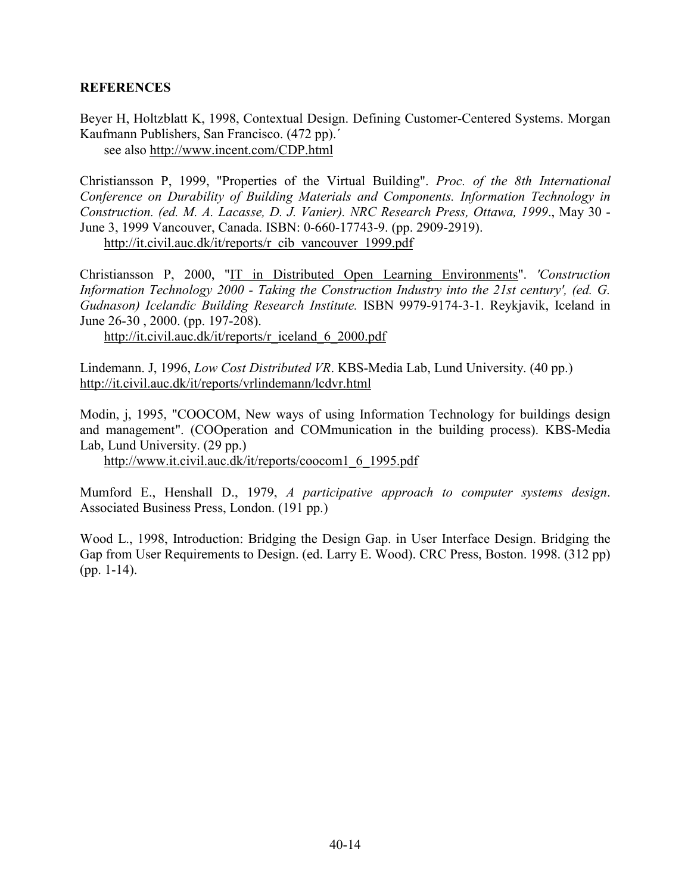**REFERENCES**

Beyer H, Holtzblatt K, 1998, Contextual Design. Defining Customer-Centered Systems. Morgan Kaufmann Publishers, San Francisco. (472 pp).´
see also http://www.incent.com/CDP.html

Christiansson P, 1999, "Properties of the Virtual Building". *Proc. of the 8th International Conference on Durability of Building Materials and Components. Information Technology in Construction. (ed. M. A. Lacasse, D. J. Vanier). NRC Research Press, Ottawa, 1999*., May 30 - June 3, 1999 Vancouver, Canada. ISBN: 0-660-17743-9. (pp. 2909-2919).
http://it.civil.auc.dk/it/reports/r_cib_vancouver_1999.pdf

Christiansson P, 2000, "IT in Distributed Open Learning Environments". *'Construction Information Technology 2000 - Taking the Construction Industry into the 21st century', (ed. G. Gudnason) Icelandic Building Research Institute.* ISBN 9979-9174-3-1. Reykjavik, Iceland in June 26-30 , 2000. (pp. 197-208).
http://it.civil.auc.dk/it/reports/r_iceland_6_2000.pdf

Lindemann. J, 1996, *Low Cost Distributed VR*. KBS-Media Lab, Lund University. (40 pp.)
http://it.civil.auc.dk/it/reports/vrlindemann/lcdvr.html

Modin, j, 1995, "COOCOM, New ways of using Information Technology for buildings design and management". (COOperation and COMmunication in the building process). KBS-Media Lab, Lund University. (29 pp.)
http://www.it.civil.auc.dk/it/reports/coocom1_6_1995.pdf

Mumford E., Henshall D., 1979, *A participative approach to computer systems design*. Associated Business Press, London. (191 pp.)

Wood L., 1998, Introduction: Bridging the Design Gap. in User Interface Design. Bridging the Gap from User Requirements to Design. (ed. Larry E. Wood). CRC Press, Boston. 1998. (312 pp) (pp. 1-14).